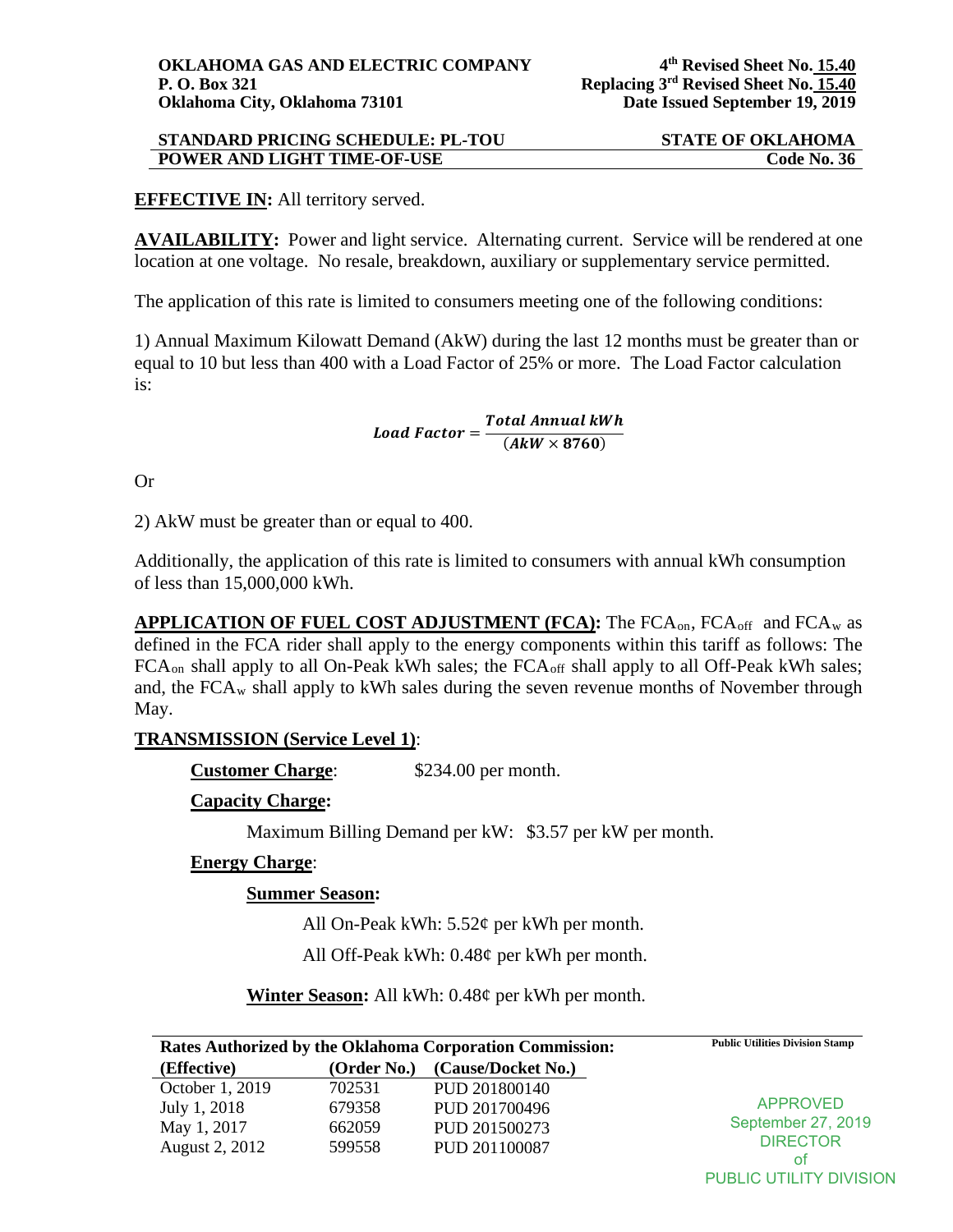**OKLAHOMA GAS AND ELECTRIC COMPANY**
**P. O. Box 321**
**Oklahoma City, Oklahoma 73101**

**4th Revised Sheet No. 15.40**
**Replacing 3rd Revised Sheet No. 15.40**
**Date Issued September 19, 2019**

**STANDARD PRICING SCHEDULE: PL-TOU** — **STATE OF OKLAHOMA**
**POWER AND LIGHT TIME-OF-USE** — **Code No. 36**

**EFFECTIVE IN:** All territory served.

**AVAILABILITY:** Power and light service. Alternating current. Service will be rendered at one location at one voltage. No resale, breakdown, auxiliary or supplementary service permitted.

The application of this rate is limited to consumers meeting one of the following conditions:

1) Annual Maximum Kilowatt Demand (AkW) during the last 12 months must be greater than or equal to 10 but less than 400 with a Load Factor of 25% or more. The Load Factor calculation is:

$$\textbf{Load Factor} = \frac{\textbf{Total Annual kWh}}{(\textbf{AkW} \times \textbf{8760})}$$

Or

2) AkW must be greater than or equal to 400.

Additionally, the application of this rate is limited to consumers with annual kWh consumption of less than 15,000,000 kWh.

**APPLICATION OF FUEL COST ADJUSTMENT (FCA):** The $FCA_{on}$, $FCA_{off}$ and $FCA_{w}$ as defined in the FCA rider shall apply to the energy components within this tariff as follows: The $FCA_{on}$ shall apply to all On-Peak kWh sales; the $FCA_{off}$ shall apply to all Off-Peak kWh sales; and, the $FCA_{w}$ shall apply to kWh sales during the seven revenue months of November through May.

**TRANSMISSION (Service Level 1)**:

**Customer Charge**: $234.00 per month.

**Capacity Charge:**

Maximum Billing Demand per kW: $3.57 per kW per month.

**Energy Charge**:

**Summer Season:**

All On-Peak kWh: 5.52¢ per kWh per month.

All Off-Peak kWh: 0.48¢ per kWh per month.

**Winter Season:** All kWh: 0.48¢ per kWh per month.

**Rates Authorized by the Oklahoma Corporation Commission:**

| (Effective) | (Order No.) | (Cause/Docket No.) |
|---|---|---|
| October 1, 2019 | 702531 | PUD 201800140 |
| July 1, 2018 | 679358 | PUD 201700496 |
| May 1, 2017 | 662059 | PUD 201500273 |
| August 2, 2012 | 599558 | PUD 201100087 |

Public Utilities Division Stamp

APPROVED
September 27, 2019
DIRECTOR
of
PUBLIC UTILITY DIVISION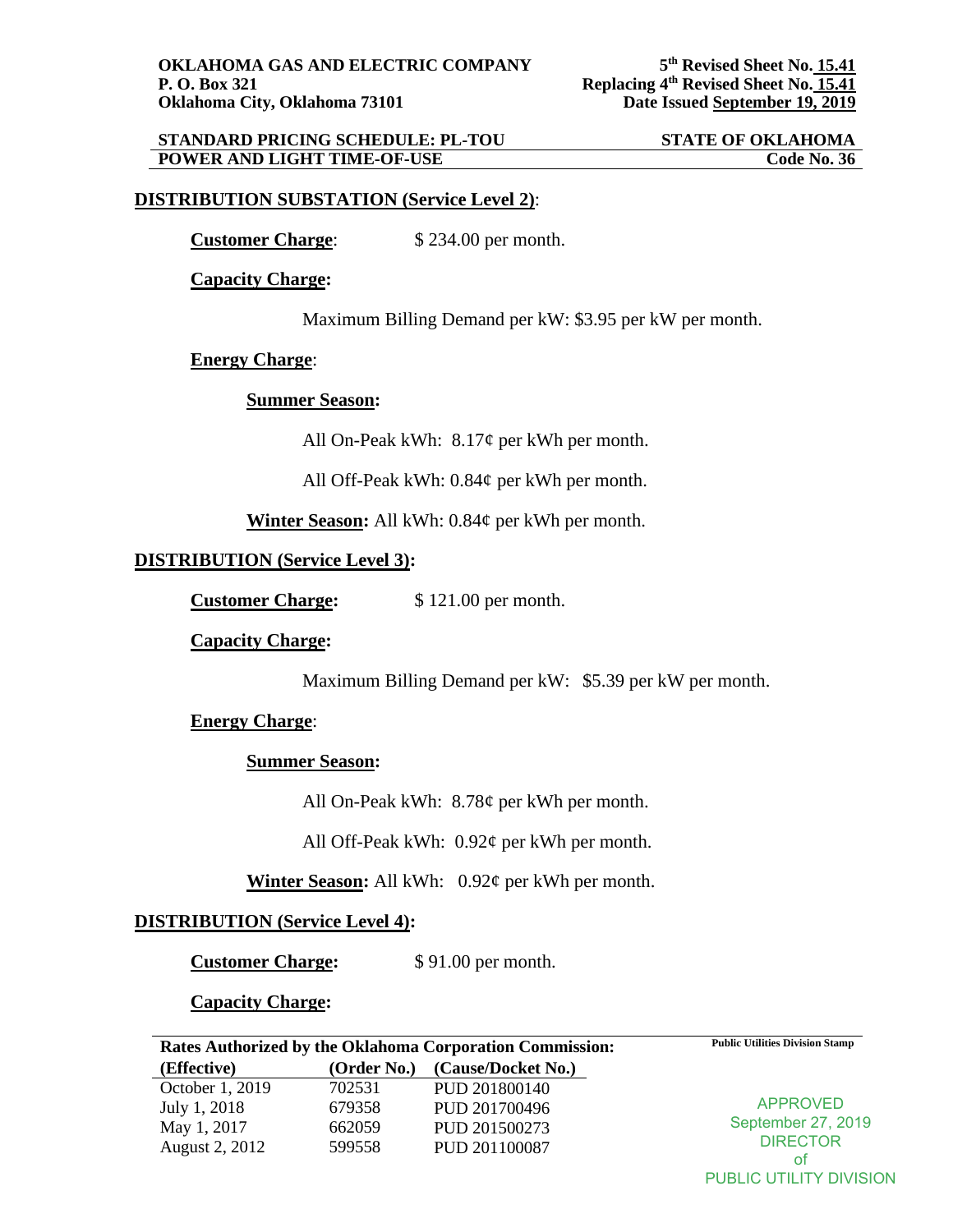**OKLAHOMA GAS AND ELECTRIC COMPANY**
**P. O. Box 321**
**Oklahoma City, Oklahoma 73101**

**5th Revised Sheet No. 15.41**
**Replacing 4th Revised Sheet No. 15.41**
**Date Issued September 19, 2019**

**STANDARD PRICING SCHEDULE: PL-TOU** | **STATE OF OKLAHOMA**
**POWER AND LIGHT TIME-OF-USE** | **Code No. 36**

## DISTRIBUTION SUBSTATION (Service Level 2):

**Customer Charge**: $ 234.00 per month.

**Capacity Charge:**

Maximum Billing Demand per kW: $3.95 per kW per month.

**Energy Charge**:

**Summer Season:**

All On-Peak kWh: 8.17¢ per kWh per month.

All Off-Peak kWh: 0.84¢ per kWh per month.

**Winter Season:** All kWh: 0.84¢ per kWh per month.

## DISTRIBUTION (Service Level 3):

**Customer Charge:** $ 121.00 per month.

**Capacity Charge:**

Maximum Billing Demand per kW: $5.39 per kW per month.

**Energy Charge**:

**Summer Season:**

All On-Peak kWh: 8.78¢ per kWh per month.

All Off-Peak kWh: 0.92¢ per kWh per month.

**Winter Season:** All kWh: 0.92¢ per kWh per month.

## DISTRIBUTION (Service Level 4):

**Customer Charge:** $ 91.00 per month.

**Capacity Charge:**

**Rates Authorized by the Oklahoma Corporation Commission:**

| (Effective) | (Order No.) | (Cause/Docket No.) |
|---|---|---|
| October 1, 2019 | 702531 | PUD 201800140 |
| July 1, 2018 | 679358 | PUD 201700496 |
| May 1, 2017 | 662059 | PUD 201500273 |
| August 2, 2012 | 599558 | PUD 201100087 |

**Public Utilities Division Stamp**

APPROVED
September 27, 2019
DIRECTOR
of
PUBLIC UTILITY DIVISION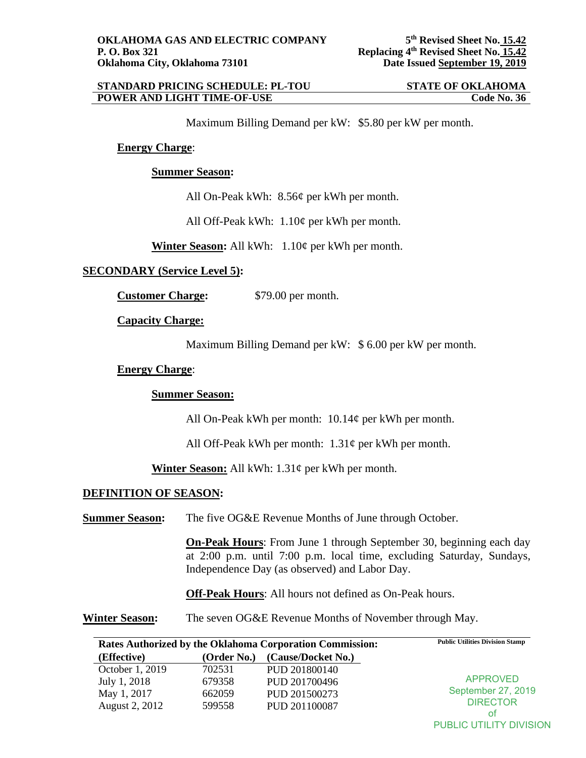Maximum Billing Demand per kW: $5.80 per kW per month.

**Energy Charge**:

**Summer Season:**

All On-Peak kWh: 8.56¢ per kWh per month.

All Off-Peak kWh: 1.10¢ per kWh per month.

**Winter Season:** All kWh: 1.10¢ per kWh per month.

**SECONDARY (Service Level 5):**

**Customer Charge:** $79.00 per month.

**Capacity Charge:**

Maximum Billing Demand per kW: $ 6.00 per kW per month.

**Energy Charge**:

**Summer Season:**

All On-Peak kWh per month: 10.14¢ per kWh per month.

All Off-Peak kWh per month: 1.31¢ per kWh per month.

**Winter Season:** All kWh: 1.31¢ per kWh per month.

**DEFINITION OF SEASON:**

**Summer Season:** The five OG&E Revenue Months of June through October.

**On-Peak Hours**: From June 1 through September 30, beginning each day at 2:00 p.m. until 7:00 p.m. local time, excluding Saturday, Sundays, Independence Day (as observed) and Labor Day.

**Off-Peak Hours**: All hours not defined as On-Peak hours.

**Winter Season:** The seven OG&E Revenue Months of November through May.

**Rates Authorized by the Oklahoma Corporation Commission:**

| (Effective) | (Order No.) | (Cause/Docket No.) |
|---|---|---|
| October 1, 2019 | 702531 | PUD 201800140 |
| July 1, 2018 | 679358 | PUD 201700496 |
| May 1, 2017 | 662059 | PUD 201500273 |
| August 2, 2012 | 599558 | PUD 201100087 |

Public Utilities Division Stamp

APPROVED
September 27, 2019
DIRECTOR
of
PUBLIC UTILITY DIVISION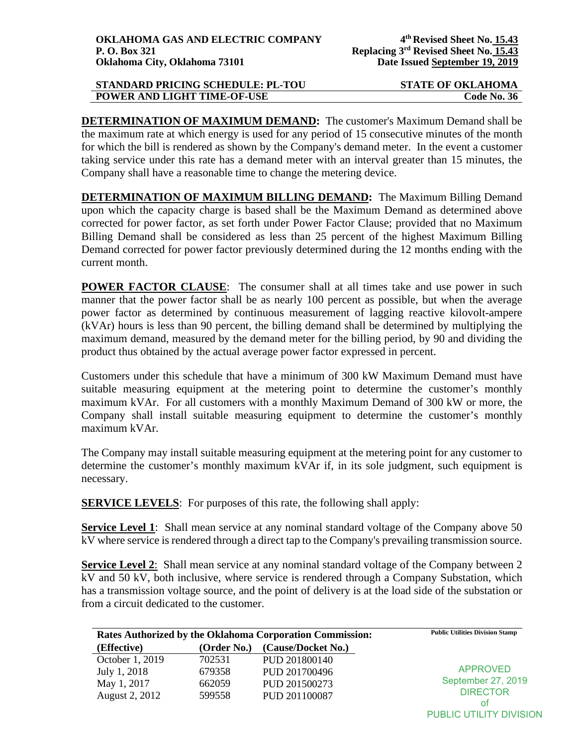**DETERMINATION OF MAXIMUM DEMAND:** The customer's Maximum Demand shall be the maximum rate at which energy is used for any period of 15 consecutive minutes of the month for which the bill is rendered as shown by the Company's demand meter. In the event a customer taking service under this rate has a demand meter with an interval greater than 15 minutes, the Company shall have a reasonable time to change the metering device.

**DETERMINATION OF MAXIMUM BILLING DEMAND:** The Maximum Billing Demand upon which the capacity charge is based shall be the Maximum Demand as determined above corrected for power factor, as set forth under Power Factor Clause; provided that no Maximum Billing Demand shall be considered as less than 25 percent of the highest Maximum Billing Demand corrected for power factor previously determined during the 12 months ending with the current month.

**POWER FACTOR CLAUSE**: The consumer shall at all times take and use power in such manner that the power factor shall be as nearly 100 percent as possible, but when the average power factor as determined by continuous measurement of lagging reactive kilovolt-ampere (kVAr) hours is less than 90 percent, the billing demand shall be determined by multiplying the maximum demand, measured by the demand meter for the billing period, by 90 and dividing the product thus obtained by the actual average power factor expressed in percent.

Customers under this schedule that have a minimum of 300 kW Maximum Demand must have suitable measuring equipment at the metering point to determine the customer's monthly maximum kVAr. For all customers with a monthly Maximum Demand of 300 kW or more, the Company shall install suitable measuring equipment to determine the customer's monthly maximum kVAr.

The Company may install suitable measuring equipment at the metering point for any customer to determine the customer's monthly maximum kVAr if, in its sole judgment, such equipment is necessary.

**SERVICE LEVELS**: For purposes of this rate, the following shall apply:

**Service Level 1**: Shall mean service at any nominal standard voltage of the Company above 50 kV where service is rendered through a direct tap to the Company's prevailing transmission source.

**Service Level 2**: Shall mean service at any nominal standard voltage of the Company between 2 kV and 50 kV, both inclusive, where service is rendered through a Company Substation, which has a transmission voltage source, and the point of delivery is at the load side of the substation or from a circuit dedicated to the customer.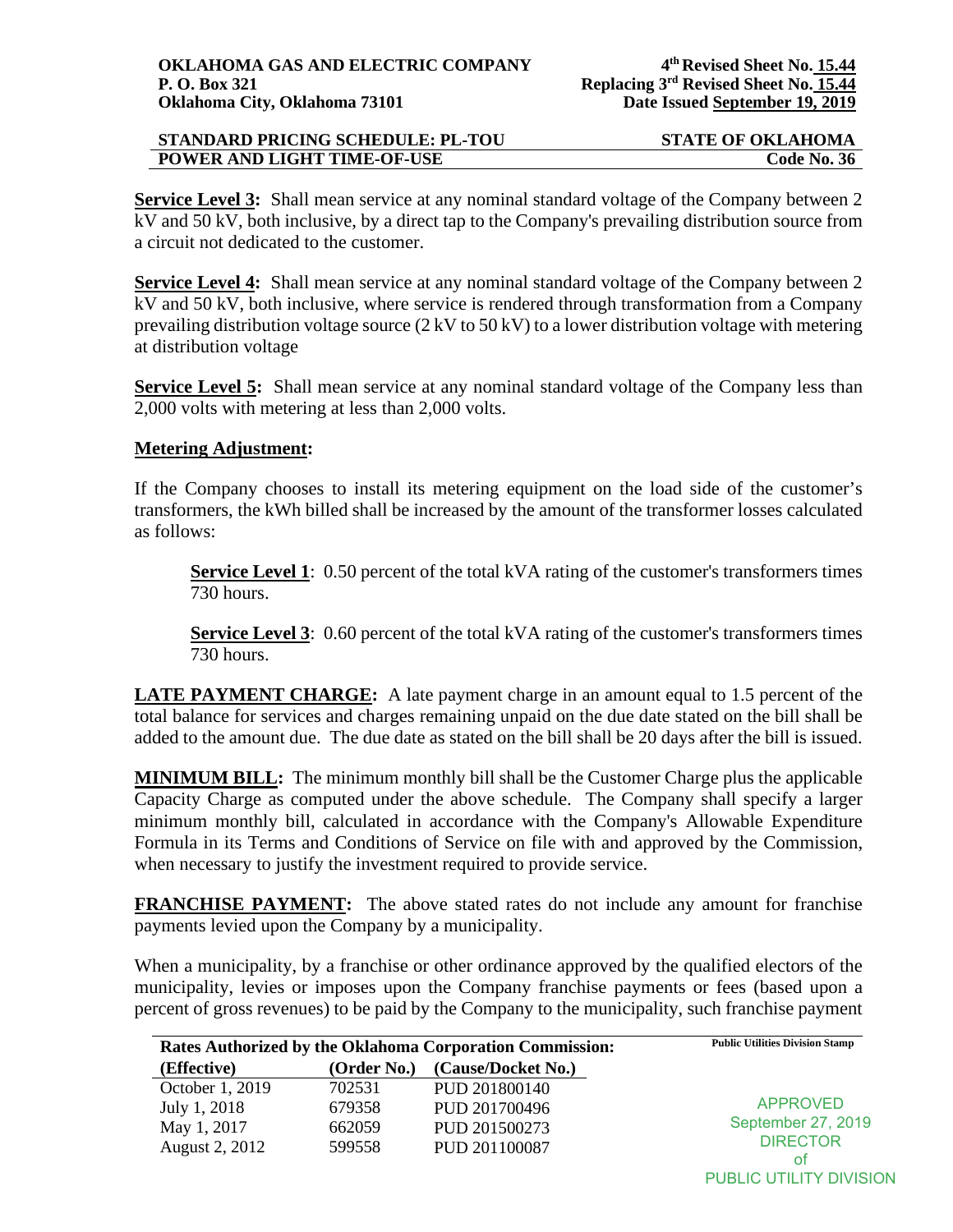**Service Level 3:** Shall mean service at any nominal standard voltage of the Company between 2 kV and 50 kV, both inclusive, by a direct tap to the Company's prevailing distribution source from a circuit not dedicated to the customer.

**Service Level 4:** Shall mean service at any nominal standard voltage of the Company between 2 kV and 50 kV, both inclusive, where service is rendered through transformation from a Company prevailing distribution voltage source (2 kV to 50 kV) to a lower distribution voltage with metering at distribution voltage

**Service Level 5:** Shall mean service at any nominal standard voltage of the Company less than 2,000 volts with metering at less than 2,000 volts.

**Metering Adjustment:**

If the Company chooses to install its metering equipment on the load side of the customer's transformers, the kWh billed shall be increased by the amount of the transformer losses calculated as follows:

> **Service Level 1**: 0.50 percent of the total kVA rating of the customer's transformers times 730 hours.
>
> **Service Level 3**: 0.60 percent of the total kVA rating of the customer's transformers times 730 hours.

**LATE PAYMENT CHARGE:** A late payment charge in an amount equal to 1.5 percent of the total balance for services and charges remaining unpaid on the due date stated on the bill shall be added to the amount due. The due date as stated on the bill shall be 20 days after the bill is issued.

**MINIMUM BILL:** The minimum monthly bill shall be the Customer Charge plus the applicable Capacity Charge as computed under the above schedule. The Company shall specify a larger minimum monthly bill, calculated in accordance with the Company's Allowable Expenditure Formula in its Terms and Conditions of Service on file with and approved by the Commission, when necessary to justify the investment required to provide service.

**FRANCHISE PAYMENT:** The above stated rates do not include any amount for franchise payments levied upon the Company by a municipality.

When a municipality, by a franchise or other ordinance approved by the qualified electors of the municipality, levies or imposes upon the Company franchise payments or fees (based upon a percent of gross revenues) to be paid by the Company to the municipality, such franchise payment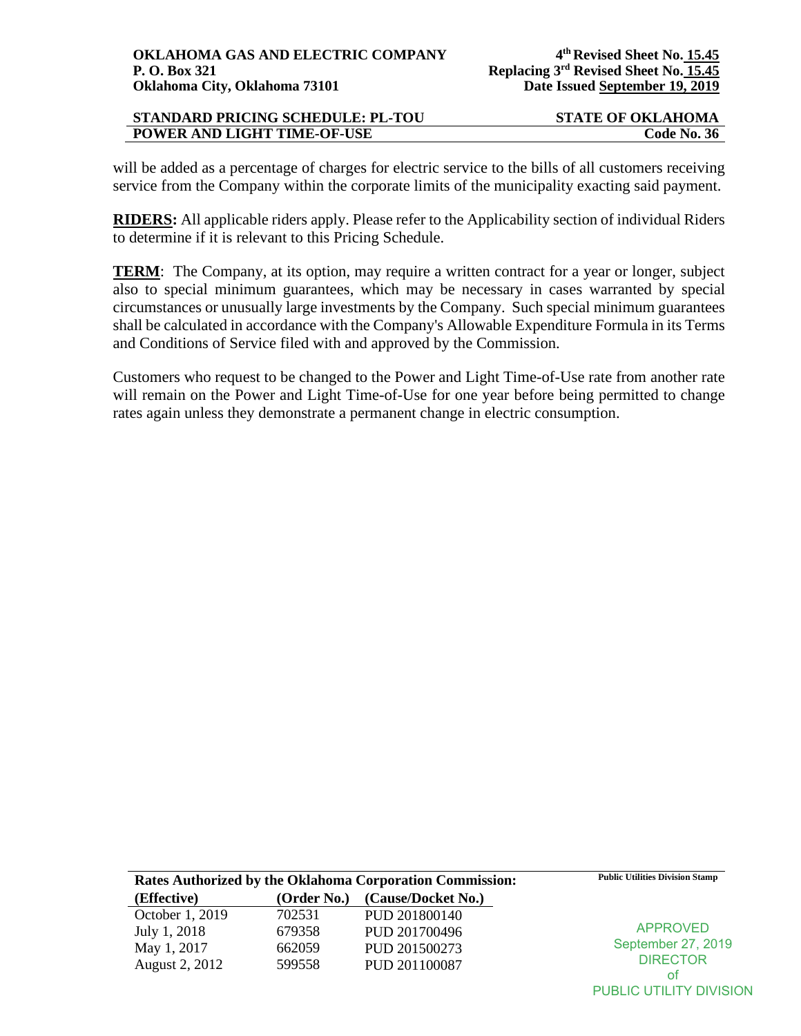will be added as a percentage of charges for electric service to the bills of all customers receiving service from the Company within the corporate limits of the municipality exacting said payment.

**RIDERS:** All applicable riders apply. Please refer to the Applicability section of individual Riders to determine if it is relevant to this Pricing Schedule.

**TERM**: The Company, at its option, may require a written contract for a year or longer, subject also to special minimum guarantees, which may be necessary in cases warranted by special circumstances or unusually large investments by the Company. Such special minimum guarantees shall be calculated in accordance with the Company's Allowable Expenditure Formula in its Terms and Conditions of Service filed with and approved by the Commission.

Customers who request to be changed to the Power and Light Time-of-Use rate from another rate will remain on the Power and Light Time-of-Use for one year before being permitted to change rates again unless they demonstrate a permanent change in electric consumption.

**Rates Authorized by the Oklahoma Corporation Commission:**

| (Effective) | (Order No.) | (Cause/Docket No.) |
|---|---|---|
| October 1, 2019 | 702531 | PUD 201800140 |
| July 1, 2018 | 679358 | PUD 201700496 |
| May 1, 2017 | 662059 | PUD 201500273 |
| August 2, 2012 | 599558 | PUD 201100087 |

Public Utilities Division Stamp

APPROVED
September 27, 2019
DIRECTOR
of
PUBLIC UTILITY DIVISION